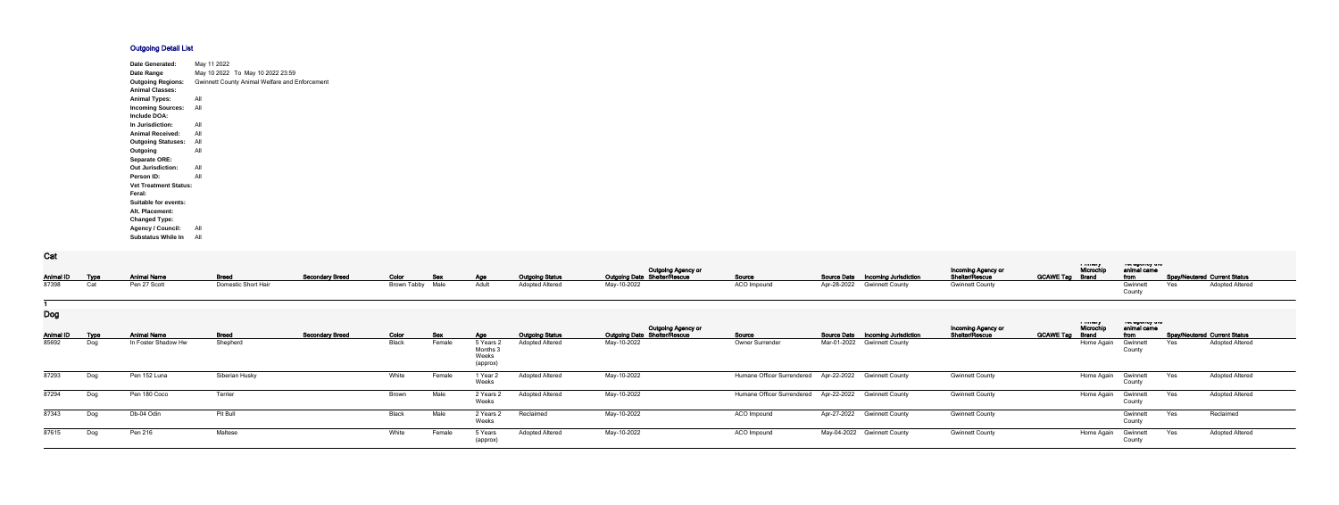# Outgoing Detail List

| | |
|---|---|
| **Date Generated:** | May 11 2022 |
| **Date Range** | May 10 2022 To May 10 2022 23:59 |
| **Outgoing Regions:** | Gwinnett County Animal Welfare and Enforcement |
| **Animal Classes:** | |
| **Animal Types:** | All |
| **Incoming Sources:** | All |
| **Include DOA:** | |
| **In Jurisdiction:** | All |
| **Animal Received:** | All |
| **Outgoing Statuses:** | All |
| **Outgoing** | All |
| **Separate ORE:** | |
| **Out Jurisdiction:** | All |
| **Person ID:** | All |
| **Vet Treatment Status:** | |
| **Feral:** | |
| **Suitable for events:** | |
| **Alt. Placement:** | |
| **Changed Type:** | |
| **Agency / Council:** | All |
| **Substatus While In** | All |

## Cat

| Animal ID | Type | Animal Name | Breed | Secondary Breed | Color | Sex | Age | Outgoing Status | Outgoing Date | Outgoing Agency or Shelter/Rescue | Source | Source Date | Incoming Jurisdiction | Incoming Agency or Shelter/Rescue | GCAWE Tag | Primary Microchip Brand | 1st agency the animal came from | Spay/Neutered | Current Status |
|---|---|---|---|---|---|---|---|---|---|---|---|---|---|---|---|---|---|---|---|
| 87398 | Cat | Pen 27 Scott | Domestic Short Hair | | Brown Tabby | Male | Adult | Adopted Altered | May-10-2022 | | ACO Impound | Apr-28-2022 | Gwinnett County | Gwinnett County | | | Gwinnett County | Yes | Adopted Altered |

1

## Dog

| Animal ID | Type | Animal Name | Breed | Secondary Breed | Color | Sex | Age | Outgoing Status | Outgoing Date | Outgoing Agency or Shelter/Rescue | Source | Source Date | Incoming Jurisdiction | Incoming Agency or Shelter/Rescue | GCAWE Tag | Primary Microchip Brand | 1st agency the animal came from | Spay/Neutered | Current Status |
|---|---|---|---|---|---|---|---|---|---|---|---|---|---|---|---|---|---|---|---|
| 85692 | Dog | In Foster Shadow Hw | Shepherd | | Black | Female | 5 Years 2 Months 3 Weeks (approx) | Adopted Altered | May-10-2022 | | Owner Surrender | Mar-01-2022 | Gwinnett County | | | Home Again | Gwinnett County | Yes | Adopted Altered |
| 87293 | Dog | Pen 152 Luna | Siberian Husky | | White | Female | 1 Year 2 Weeks | Adopted Altered | May-10-2022 | | Humane Officer Surrendered | Apr-22-2022 | Gwinnett County | Gwinnett County | | Home Again | Gwinnett County | Yes | Adopted Altered |
| 87294 | Dog | Pen 180 Coco | Terrier | | Brown | Male | 2 Years 2 Weeks | Adopted Altered | May-10-2022 | | Humane Officer Surrendered | Apr-22-2022 | Gwinnett County | Gwinnett County | | Home Again | Gwinnett County | Yes | Adopted Altered |
| 87343 | Dog | Db-04 Odin | Pit Bull | | Black | Male | 2 Years 2 Weeks | Reclaimed | May-10-2022 | | ACO Impound | Apr-27-2022 | Gwinnett County | Gwinnett County | | | Gwinnett County | Yes | Reclaimed |
| 87615 | Dog | Pen 216 | Maltese | | White | Female | 5 Years (approx) | Adopted Altered | May-10-2022 | | ACO Impound | May-04-2022 | Gwinnett County | Gwinnett County | | Home Again | Gwinnett County | Yes | Adopted Altered |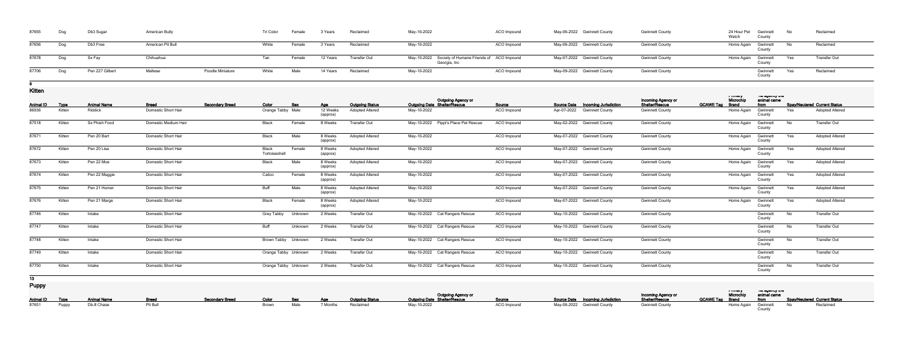| 87655 | Dog | Db3 Sugar | American Bully | | Tri Color | Female | 3 Years | Reclaimed | May-10-2022 | | ACO Impound | May-06-2022 | Gwinnett County | Gwinnett County | | 24 Hour Pet Watch | Gwinnett County | No | Reclaimed |
|---|---|---|---|---|---|---|---|---|---|---|---|---|---|---|---|---|---|---|---|
| 87656 | Dog | Db3 Free | American Pit Bull | | White | Female | 3 Years | Reclaimed | May-10-2022 | | ACO Impound | May-06-2022 | Gwinnett County | Gwinnett County | | Home Again | Gwinnett County | No | Reclaimed |
| 87678 | Dog | Sx Fay | Chihuahua | | Tan | Female | 12 Years | Transfer Out | May-10-2022 | Society of Humane Friends of Georgia, Inc | ACO Impound | May-07-2022 | Gwinnett County | Gwinnett County | | Home Again | Gwinnett County | Yes | Transfer Out |
| 87706 | Dog | Pen 227 Gilbert | Maltese | Poodle Miniature | White | Male | 14 Years | Reclaimed | May-10-2022 | | ACO Impound | May-09-2022 | Gwinnett County | Gwinnett County | | | Gwinnett County | Yes | Reclaimed |

9

## Kitten

| Animal ID | Type | Animal Name | Breed | Secondary Breed | Color | Sex | Age | Outgoing Status | Outgoing Date | Outgoing Agency or Shelter/Rescue | Source | Source Date | Incoming Jurisdiction | Incoming Agency or Shelter/Rescue | GCAWE Tag | Primary Microchip Brand | The agency the animal came from | Spay/Neutered | Current Status |
|---|---|---|---|---|---|---|---|---|---|---|---|---|---|---|---|---|---|---|---|
| 86936 | Kitten | Riddick | Domestic Short Hair | | Orange Tabby | Male | 12 Weeks (approx) | Adopted Altered | May-10-2022 | | ACO Impound | Apr-07-2022 | Gwinnett County | Gwinnett County | | Home Again | Gwinnett County | Yes | Adopted Altered |
| 87518 | Kitten | Sx Phish Food | Domestic Medium Hair | | Black | Female | 8 Weeks | Transfer Out | May-10-2022 | Pippi's Place Pet Rescue | ACO Impound | May-02-2022 | Gwinnett County | Gwinnett County | | Home Again | Gwinnett County | No | Transfer Out |
| 87671 | Kitten | Pen 20 Bart | Domestic Short Hair | | Black | Male | 8 Weeks (approx) | Adopted Altered | May-10-2022 | | ACO Impound | May-07-2022 | Gwinnett County | Gwinnett County | | Home Again | Gwinnett County | Yes | Adopted Altered |
| 87672 | Kitten | Pen 20 Lisa | Domestic Short Hair | | Black Tortoiseshell | Female | 8 Weeks (approx) | Adopted Altered | May-10-2022 | | ACO Impound | May-07-2022 | Gwinnett County | Gwinnett County | | Home Again | Gwinnett County | Yes | Adopted Altered |
| 87673 | Kitten | Pen 22 Moe | Domestic Short Hair | | Black | Male | 8 Weeks (approx) | Adopted Altered | May-10-2022 | | ACO Impound | May-07-2022 | Gwinnett County | Gwinnett County | | Home Again | Gwinnett County | Yes | Adopted Altered |
| 87674 | Kitten | Pen 22 Maggie | Domestic Short Hair | | Calico | Female | 8 Weeks (approx) | Adopted Altered | May-10-2022 | | ACO Impound | May-07-2022 | Gwinnett County | Gwinnett County | | Home Again | Gwinnett County | Yes | Adopted Altered |
| 87675 | Kitten | Pen 21 Homer | Domestic Short Hair | | Buff | Male | 8 Weeks (approx) | Adopted Altered | May-10-2022 | | ACO Impound | May-07-2022 | Gwinnett County | Gwinnett County | | Home Again | Gwinnett County | Yes | Adopted Altered |
| 87676 | Kitten | Pen 21 Marge | Domestic Short Hair | | Black | Female | 8 Weeks (approx) | Adopted Altered | May-10-2022 | | ACO Impound | May-07-2022 | Gwinnett County | Gwinnett County | | Home Again | Gwinnett County | Yes | Adopted Altered |
| 87746 | Kitten | Intake | Domestic Short Hair | | Grey Tabby | Unknown | 2 Weeks | Transfer Out | May-10-2022 | Cat Rangers Rescue | ACO Impound | May-10-2022 | Gwinnett County | Gwinnett County | | | Gwinnett County | No | Transfer Out |
| 87747 | Kitten | Intake | Domestic Short Hair | | Buff | Unknown | 2 Weeks | Transfer Out | May-10-2022 | Cat Rangers Rescue | ACO Impound | May-10-2022 | Gwinnett County | Gwinnett County | | | Gwinnett County | No | Transfer Out |
| 87748 | Kitten | Intake | Domestic Short Hair | | Brown Tabby | Unknown | 2 Weeks | Transfer Out | May-10-2022 | Cat Rangers Rescue | ACO Impound | May-10-2022 | Gwinnett County | Gwinnett County | | | Gwinnett County | No | Transfer Out |
| 87749 | Kitten | Intake | Domestic Short Hair | | Orange Tabby | Unknown | 2 Weeks | Transfer Out | May-10-2022 | Cat Rangers Rescue | ACO Impound | May-10-2022 | Gwinnett County | Gwinnett County | | | Gwinnett County | No | Transfer Out |
| 87750 | Kitten | Intake | Domestic Short Hair | | Orange Tabby | Unknown | 2 Weeks | Transfer Out | May-10-2022 | Cat Rangers Rescue | ACO Impound | May-10-2022 | Gwinnett County | Gwinnett County | | | Gwinnett County | No | Transfer Out |

13

## Puppy

| Animal ID | Type | Animal Name | Breed | Secondary Breed | Color | Sex | Age | Outgoing Status | Outgoing Date | Outgoing Agency or Shelter/Rescue | Source | Source Date | Incoming Jurisdiction | Incoming Agency or Shelter/Rescue | GCAWE Tag | Primary Microchip Brand | The agency the animal came from | Spay/Neutered | Current Status |
|---|---|---|---|---|---|---|---|---|---|---|---|---|---|---|---|---|---|---|---|
| 87651 | Puppy | Db-8 Chase | Pit Bull | | Brown | Male | 7 Months | Reclaimed | May-10-2022 | | ACO Impound | May-06-2022 | Gwinnett County | Gwinnett County | | Home Again | Gwinnett County | No | Reclaimed |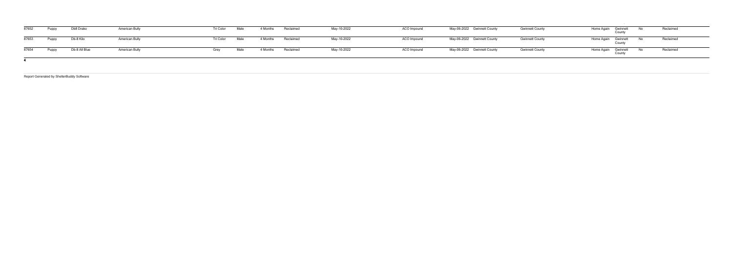| | | | | | | | | | | | | | | | | |
|---|---|---|---|---|---|---|---|---|---|---|---|---|---|---|---|---|
| 87652 | Puppy | Db8 Drako | American Bully | Tri Color | Male | 4 Months | Reclaimed | May-10-2022 | ACO Impound | May-06-2022 | Gwinnett County | Gwinnett County | Home Again | Gwinnett County | No | Reclaimed |
| 87653 | Puppy | Db-8 Kilo | American Bully | Tri Color | Male | 4 Months | Reclaimed | May-10-2022 | ACO Impound | May-06-2022 | Gwinnett County | Gwinnett County | Home Again | Gwinnett County | No | Reclaimed |
| 87654 | Puppy | Db-8 All Blue | American Bully | Grey | Male | 4 Months | Reclaimed | May-10-2022 | ACO Impound | May-06-2022 | Gwinnett County | Gwinnett County | Home Again | Gwinnett County | No | Reclaimed |

**4**

Report Generated by ShelterBuddy Software